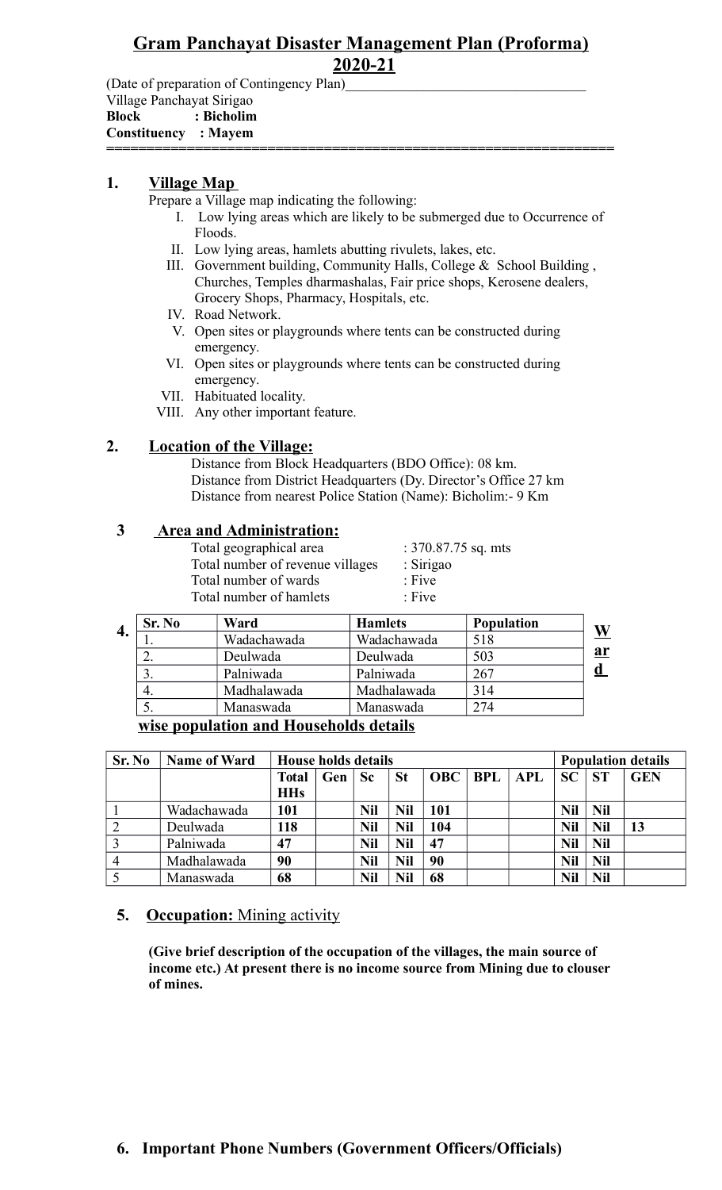# Gram Panchayat Disaster Management Plan (Proforma) 2020-21

(Date of preparation of Contingency Plan)_________________________________

Village Panchayat Sirigao

**Block : Bicholim**

**Constituency : Mayem**

## 1. Village Map

Prepare a Village map indicating the following:

- I. Low lying areas which are likely to be submerged due to Occurrence of Floods.
- II. Low lying areas, hamlets abutting rivulets, lakes, etc.
- III. Government building, Community Halls, College & School Building , Churches, Temples dharmashalas, Fair price shops, Kerosene dealers, Grocery Shops, Pharmacy, Hospitals, etc.
- IV. Road Network.
- V. Open sites or playgrounds where tents can be constructed during emergency.
- VI. Open sites or playgrounds where tents can be constructed during emergency.
- VII. Habituated locality.
- VIII. Any other important feature.

## 2. Location of the Village:

Distance from Block Headquarters (BDO Office): 08 km.

Distance from District Headquarters (Dy. Director's Office 27 km

Distance from nearest Police Station (Name): Bicholim:- 9 Km

## 3 Area and Administration:

| | |
|---|---|
| Total geographical area | : 370.87.75 sq. mts |
| Total number of revenue villages | : Sirigao |
| Total number of wards | : Five |
| Total number of hamlets | : Five |

## 4. Ward wise population and Households details

| Sr. No | Ward | Hamlets | Population |
|---|---|---|---|
| 1. | Wadachawada | Wadachawada | 518 |
| 2. | Deulwada | Deulwada | 503 |
| 3. | Palniwada | Palniwada | 267 |
| 4. | Madhalawada | Madhalawada | 314 |
| 5. | Manaswada | Manaswada | 274 |

| Sr. No | Name of Ward | House holds details | | | | | | | Population details | | |
|---|---|---|---|---|---|---|---|---|---|---|---|
| | | **Total HHs** | **Gen** | **Sc** | **St** | **OBC** | **BPL** | **APL** | **SC** | **ST** | **GEN** |
| 1 | Wadachawada | **101** | | **Nil** | **Nil** | **101** | | | **Nil** | **Nil** | |
| 2 | Deulwada | **118** | | **Nil** | **Nil** | **104** | | | **Nil** | **Nil** | **13** |
| 3 | Palniwada | **47** | | **Nil** | **Nil** | **47** | | | **Nil** | **Nil** | |
| 4 | Madhalawada | **90** | | **Nil** | **Nil** | **90** | | | **Nil** | **Nil** | |
| 5 | Manaswada | **68** | | **Nil** | **Nil** | **68** | | | **Nil** | **Nil** | |

## 5. Occupation: Mining activity

**(Give brief description of the occupation of the villages, the main source of income etc.) At present there is no income source from Mining due to closure of mines.**

## 6. Important Phone Numbers (Government Officers/Officials)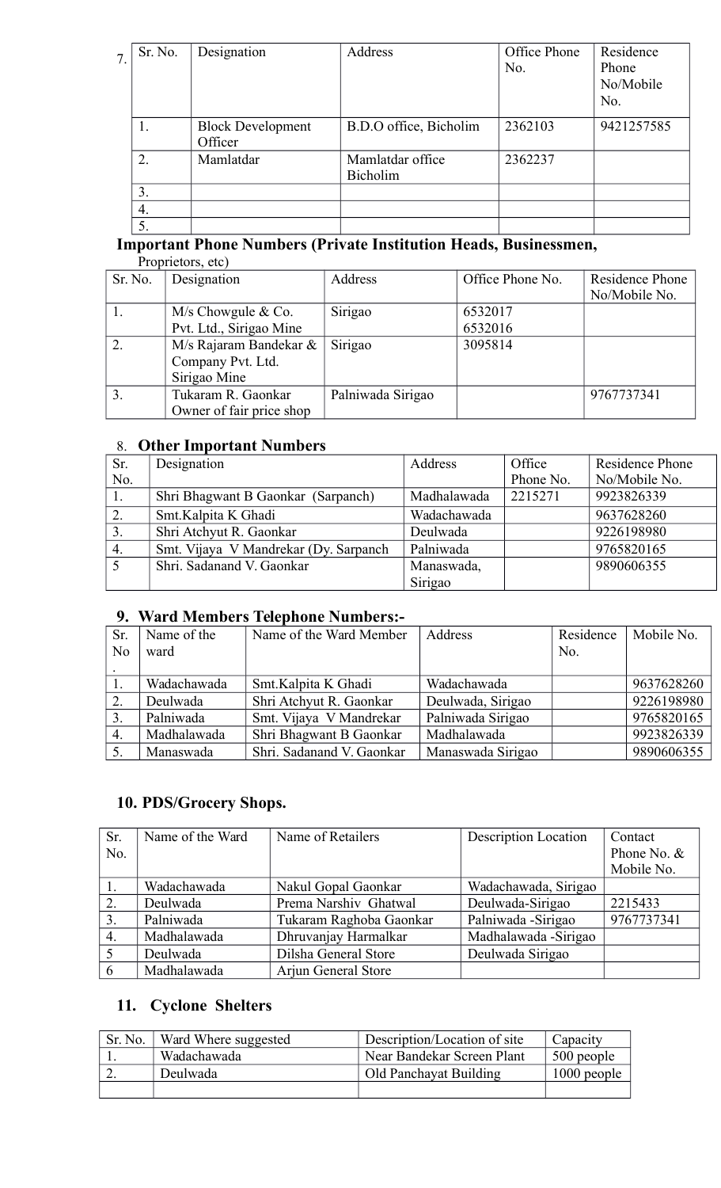7.

| Sr. No. | Designation | Address | Office Phone No. | Residence Phone No/Mobile No. |
|---|---|---|---|---|
| 1. | Block Development Officer | B.D.O office, Bicholim | 2362103 | 9421257585 |
| 2. | Mamlatdar | Mamlatdar office Bicholim | 2362237 | |
| 3. | | | | |
| 4. | | | | |
| 5. | | | | |

**Important Phone Numbers (Private Institution Heads, Businessmen,** Proprietors, etc)

| Sr. No. | Designation | Address | Office Phone No. | Residence Phone No/Mobile No. |
|---|---|---|---|---|
| 1. | M/s Chowgule & Co. Pvt. Ltd., Sirigao Mine | Sirigao | 6532017 6532016 | |
| 2. | M/s Rajaram Bandekar & Company Pvt. Ltd. Sirigao Mine | Sirigao | 3095814 | |
| 3. | Tukaram R. Gaonkar Owner of fair price shop | Palniwada Sirigao | | 9767737341 |

## 8. Other Important Numbers

| Sr. No. | Designation | Address | Office Phone No. | Residence Phone No/Mobile No. |
|---|---|---|---|---|
| 1. | Shri Bhagwant B Gaonkar (Sarpanch) | Madhalawada | 2215271 | 9923826339 |
| 2. | Smt.Kalpita K Ghadi | Wadachawada | | 9637628260 |
| 3. | Shri Atchyut R. Gaonkar | Deulwada | | 9226198980 |
| 4. | Smt. Vijaya V Mandrekar (Dy. Sarpanch | Palniwada | | 9765820165 |
| 5 | Shri. Sadanand V. Gaonkar | Manaswada, Sirigao | | 9890606355 |

## 9. Ward Members Telephone Numbers:-

| Sr. No. | Name of the ward | Name of the Ward Member | Address | Residence No. | Mobile No. |
|---|---|---|---|---|---|
| 1. | Wadachawada | Smt.Kalpita K Ghadi | Wadachawada | | 9637628260 |
| 2. | Deulwada | Shri Atchyut R. Gaonkar | Deulwada, Sirigao | | 9226198980 |
| 3. | Palniwada | Smt. Vijaya V Mandrekar | Palniwada Sirigao | | 9765820165 |
| 4. | Madhalawada | Shri Bhagwant B Gaonkar | Madhalawada | | 9923826339 |
| 5. | Manaswada | Shri. Sadanand V. Gaonkar | Manaswada Sirigao | | 9890606355 |

## 10. PDS/Grocery Shops.

| Sr. No. | Name of the Ward | Name of Retailers | Description Location | Contact Phone No. & Mobile No. |
|---|---|---|---|---|
| 1. | Wadachawada | Nakul Gopal Gaonkar | Wadachawada, Sirigao | |
| 2. | Deulwada | Prema Narshiv Ghatwal | Deulwada-Sirigao | 2215433 |
| 3. | Palniwada | Tukaram Raghoba Gaonkar | Palniwada -Sirigao | 9767737341 |
| 4. | Madhalawada | Dhruvanjay Harmalkar | Madhalawada -Sirigao | |
| 5 | Deulwada | Dilsha General Store | Deulwada Sirigao | |
| 6 | Madhalawada | Arjun General Store | | |

## 11. Cyclone Shelters

| Sr. No. | Ward Where suggested | Description/Location of site | Capacity |
|---|---|---|---|
| 1. | Wadachawada | Near Bandekar Screen Plant | 500 people |
| 2. | Deulwada | Old Panchayat Building | 1000 people |
| | | | |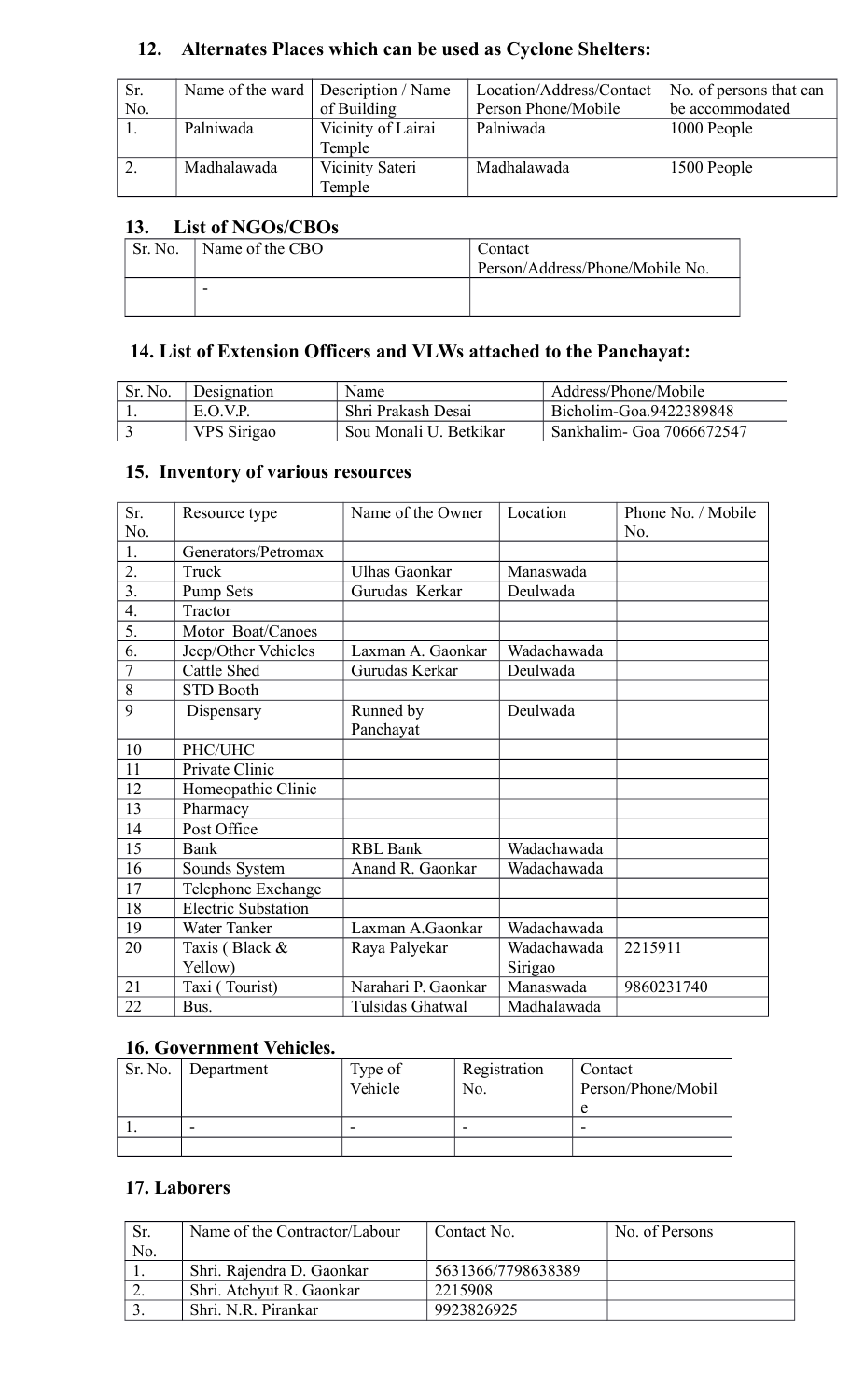## 12. Alternates Places which can be used as Cyclone Shelters:

| Sr. No. | Name of the ward | Description / Name of Building | Location/Address/Contact Person Phone/Mobile | No. of persons that can be accommodated |
|---|---|---|---|---|
| 1. | Palniwada | Vicinity of Lairai Temple | Palniwada | 1000 People |
| 2. | Madhalawada | Vicinity Sateri Temple | Madhalawada | 1500 People |

## 13. List of NGOs/CBOs

| Sr. No. | Name of the CBO | Contact Person/Address/Phone/Mobile No. |
|---|---|---|
| | - | |

## 14. List of Extension Officers and VLWs attached to the Panchayat:

| Sr. No. | Designation | Name | Address/Phone/Mobile |
|---|---|---|---|
| 1. | E.O.V.P. | Shri Prakash Desai | Bicholim-Goa.9422389848 |
| 3 | VPS Sirigao | Sou Monali U. Betkikar | Sankhalim- Goa 7066672547 |

## 15. Inventory of various resources

| Sr. No. | Resource type | Name of the Owner | Location | Phone No. / Mobile No. |
|---|---|---|---|---|
| 1. | Generators/Petromax | | | |
| 2. | Truck | Ulhas Gaonkar | Manaswada | |
| 3. | Pump Sets | Gurudas Kerkar | Deulwada | |
| 4. | Tractor | | | |
| 5. | Motor Boat/Canoes | | | |
| 6. | Jeep/Other Vehicles | Laxman A. Gaonkar | Wadachawada | |
| 7 | Cattle Shed | Gurudas Kerkar | Deulwada | |
| 8 | STD Booth | | | |
| 9 | Dispensary | Runned by Panchayat | Deulwada | |
| 10 | PHC/UHC | | | |
| 11 | Private Clinic | | | |
| 12 | Homeopathic Clinic | | | |
| 13 | Pharmacy | | | |
| 14 | Post Office | | | |
| 15 | Bank | RBL Bank | Wadachawada | |
| 16 | Sounds System | Anand R. Gaonkar | Wadachawada | |
| 17 | Telephone Exchange | | | |
| 18 | Electric Substation | | | |
| 19 | Water Tanker | Laxman A.Gaonkar | Wadachawada | |
| 20 | Taxis ( Black & Yellow) | Raya Palyekar | Wadachawada Sirigao | 2215911 |
| 21 | Taxi ( Tourist) | Narahari P. Gaonkar | Manaswada | 9860231740 |
| 22 | Bus. | Tulsidas Ghatwal | Madhalawada | |

## 16. Government Vehicles.

| Sr. No. | Department | Type of Vehicle | Registration No. | Contact Person/Phone/Mobile |
|---|---|---|---|---|
| 1. | - | - | - | - |
| | | | | |

## 17. Laborers

| Sr. No. | Name of the Contractor/Labour | Contact No. | No. of Persons |
|---|---|---|---|
| 1. | Shri. Rajendra D. Gaonkar | 5631366/7798638389 | |
| 2. | Shri. Atchyut R. Gaonkar | 2215908 | |
| 3. | Shri. N.R. Pirankar | 9923826925 | |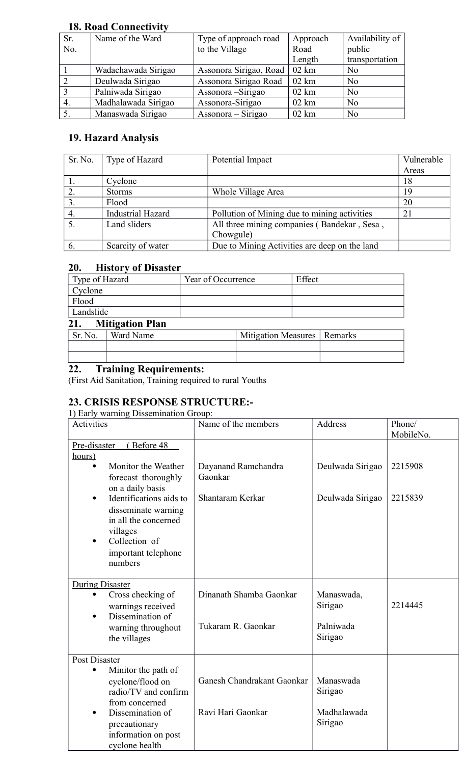### 18. Road Connectivity

| Sr. No. | Name of the Ward | Type of approach road to the Village | Approach Road Length | Availability of public transportation |
|---|---|---|---|---|
| 1 | Wadachawada Sirigao | Assonora Sirigao, Road | 02 km | No |
| 2 | Deulwada Sirigao | Assonora Sirigao Road | 02 km | No |
| 3 | Palniwada Sirigao | Assonora –Sirigao | 02 km | No |
| 4. | Madhalawada Sirigao | Assonora-Sirigao | 02 km | No |
| 5. | Manaswada Sirigao | Assonora – Sirigao | 02 km | No |

### 19. Hazard Analysis

| Sr. No. | Type of Hazard | Potential Impact | Vulnerable Areas |
|---|---|---|---|
| 1. | Cyclone | | 18 |
| 2. | Storms | Whole Village Area | 19 |
| 3. | Flood | | 20 |
| 4. | Industrial Hazard | Pollution of Mining due to mining activities | 21 |
| 5. | Land sliders | All three mining companies ( Bandekar , Sesa , Chowgule) | |
| 6. | Scarcity of water | Due to Mining Activities are deep on the land | |

### 20. History of Disaster

| Type of Hazard | Year of Occurrence | Effect |
|---|---|---|
| Cyclone | | |
| Flood | | |
| Landslide | | |

### 21. Mitigation Plan

| Sr. No. | Ward Name | Mitigation Measures | Remarks |
|---|---|---|---|
| | | | |
| | | | |

### 22. Training Requirements:

(First Aid Sanitation, Training required to rural Youths

### 23. CRISIS RESPONSE STRUCTURE:-

1) Early warning Dissemination Group:

| Activities | Name of the members | Address | Phone/ MobileNo. |
|---|---|---|---|
| Pre-disaster ( Before 48 hours)<br>• Monitor the Weather forecast thoroughly on a daily basis<br>• Identifications aids to disseminate warning in all the concerned villages<br>• Collection of important telephone numbers | Dayanand Ramchandra Gaonkar<br><br>Shantaram Kerkar | Deulwada Sirigao<br><br>Deulwada Sirigao | 2215908<br><br>2215839 |
| During Disaster<br>• Cross checking of warnings received<br>• Dissemination of warning throughout the villages | Dinanath Shamba Gaonkar<br><br>Tukaram R. Gaonkar | Manaswada, Sirigao<br><br>Palniwada Sirigao | 2214445 |
| Post Disaster<br>• Minitor the path of cyclone/flood on radio/TV and confirm from concerned<br>• Dissemination of precautionary information on post cyclone health | Ganesh Chandrakant Gaonkar<br><br>Ravi Hari Gaonkar | Manaswada Sirigao<br><br>Madhalawada Sirigao | |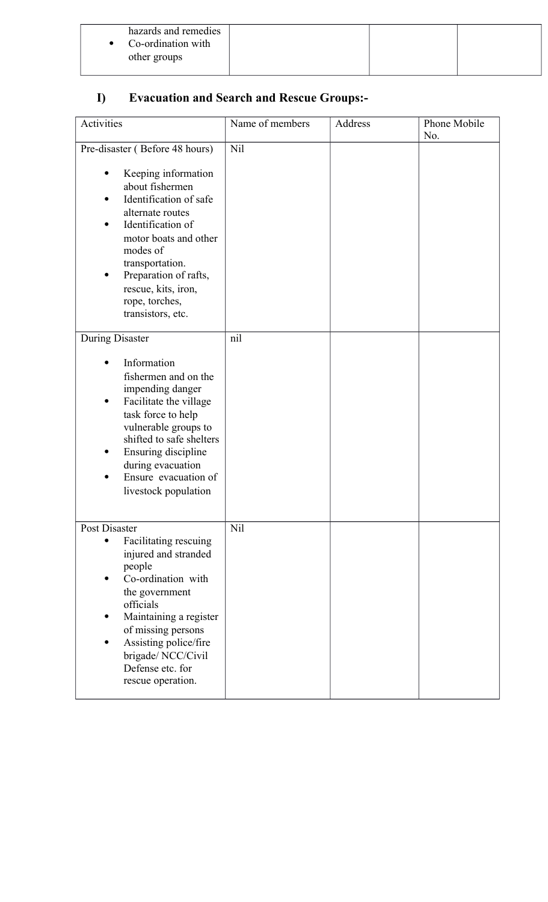| hazards and remedies<br>• Co-ordination with other groups | | | |
|---|---|---|---|

## I) Evacuation and Search and Rescue Groups:-

| Activities | Name of members | Address | Phone Mobile No. |
|---|---|---|---|
| Pre-disaster ( Before 48 hours)<br><br>• Keeping information about fishermen<br>• Identification of safe alternate routes<br>• Identification of motor boats and other modes of transportation.<br>• Preparation of rafts, rescue, kits, iron, rope, torches, transistors, etc. | Nil | | |
| During Disaster<br><br>• Information fishermen and on the impending danger<br>• Facilitate the village task force to help vulnerable groups to shifted to safe shelters<br>• Ensuring discipline during evacuation<br>• Ensure evacuation of livestock population | nil | | |
| Post Disaster<br>• Facilitating rescuing injured and stranded people<br>• Co-ordination with the government officials<br>• Maintaining a register of missing persons<br>• Assisting police/fire brigade/ NCC/Civil Defense etc. for rescue operation. | Nil | | |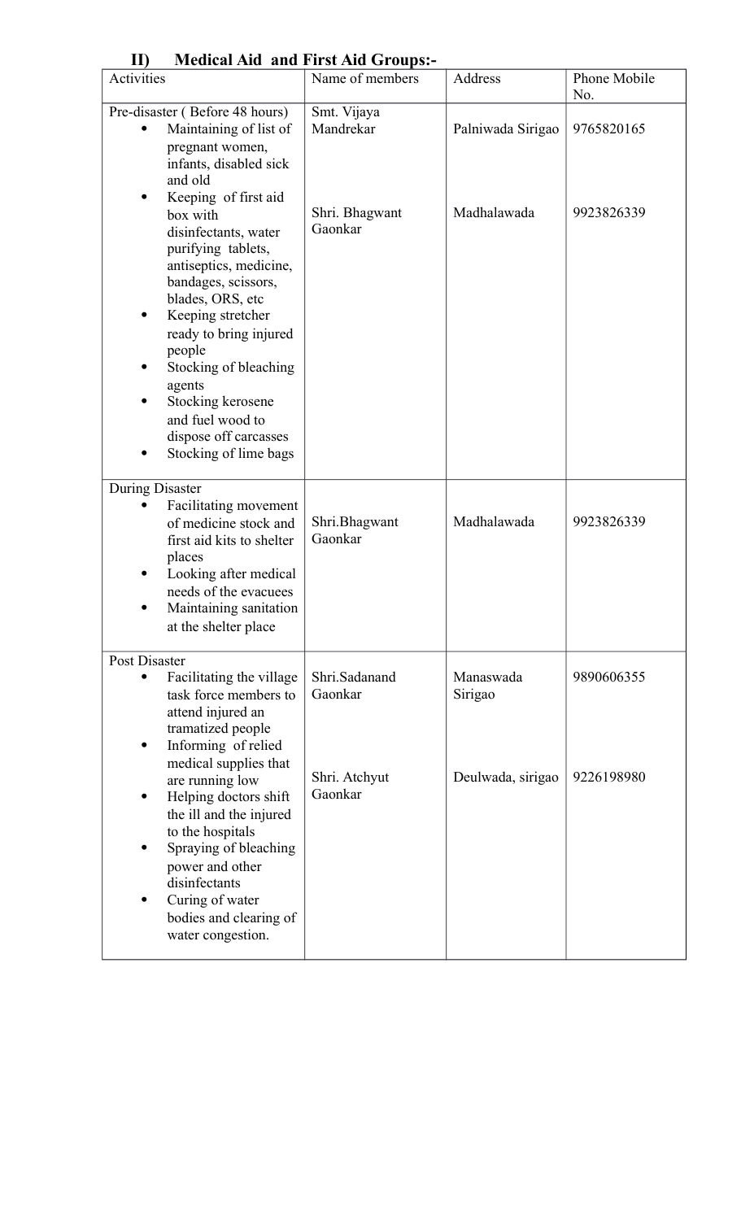## II) Medical Aid and First Aid Groups:-

| Activities | Name of members | Address | Phone Mobile No. |
|---|---|---|---|
| Pre-disaster ( Before 48 hours)<br>• Maintaining of list of pregnant women, infants, disabled sick and old<br>• Keeping of first aid box with disinfectants, water purifying tablets, antiseptics, medicine, bandages, scissors, blades, ORS, etc<br>• Keeping stretcher ready to bring injured people<br>• Stocking of bleaching agents<br>• Stocking kerosene and fuel wood to dispose off carcasses<br>• Stocking of lime bags | Smt. Vijaya Mandrekar<br><br>Shri. Bhagwant Gaonkar | Palniwada Sirigao<br><br>Madhalawada | 9765820165<br><br>9923826339 |
| During Disaster<br>• Facilitating movement of medicine stock and first aid kits to shelter places<br>• Looking after medical needs of the evacuees<br>• Maintaining sanitation at the shelter place | Shri.Bhagwant Gaonkar | Madhalawada | 9923826339 |
| Post Disaster<br>• Facilitating the village task force members to attend injured an tramatized people<br>• Informing of relied medical supplies that are running low<br>• Helping doctors shift the ill and the injured to the hospitals<br>• Spraying of bleaching power and other disinfectants<br>• Curing of water bodies and clearing of water congestion. | Shri.Sadanand Gaonkar<br><br>Shri. Atchyut Gaonkar | Manaswada Sirigao<br><br>Deulwada, sirigao | 9890606355<br><br>9226198980 |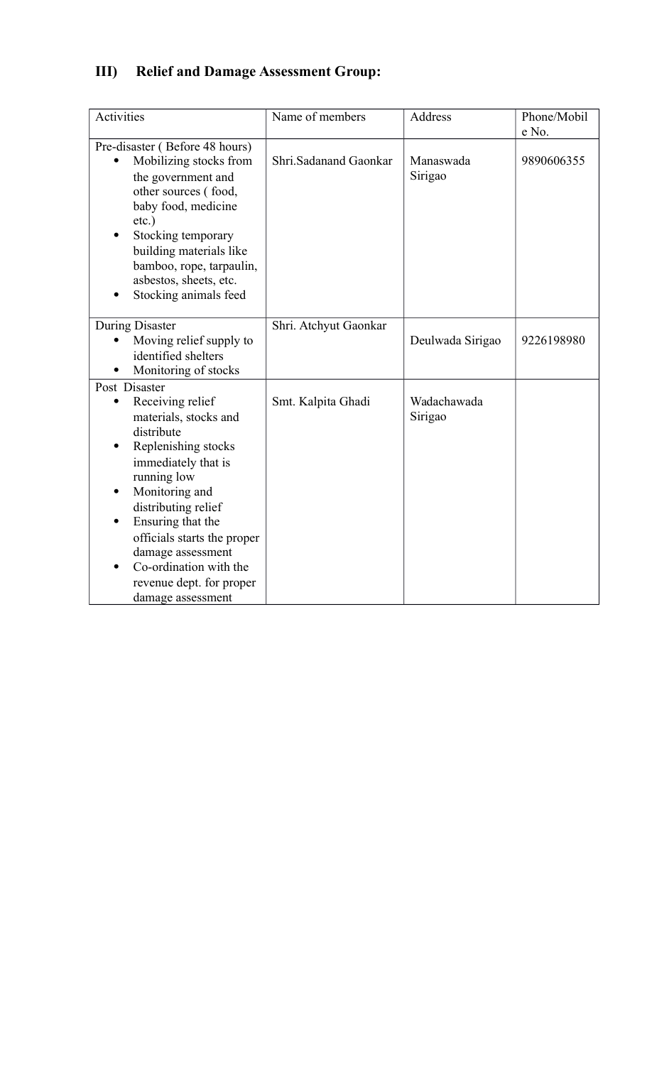### III) Relief and Damage Assessment Group:

| Activities | Name of members | Address | Phone/Mobile No. |
|---|---|---|---|
| Pre-disaster ( Before 48 hours)<br>• Mobilizing stocks from the government and other sources ( food, baby food, medicine etc.)<br>• Stocking temporary building materials like bamboo, rope, tarpaulin, asbestos, sheets, etc.<br>• Stocking animals feed | Shri.Sadanand Gaonkar | Manaswada Sirigao | 9890606355 |
| During Disaster<br>• Moving relief supply to identified shelters<br>• Monitoring of stocks | Shri. Atchyut Gaonkar | Deulwada Sirigao | 9226198980 |
| Post Disaster<br>• Receiving relief materials, stocks and distribute<br>• Replenishing stocks immediately that is running low<br>• Monitoring and distributing relief<br>• Ensuring that the officials starts the proper damage assessment<br>• Co-ordination with the revenue dept. for proper damage assessment | Smt. Kalpita Ghadi | Wadachawada Sirigao | |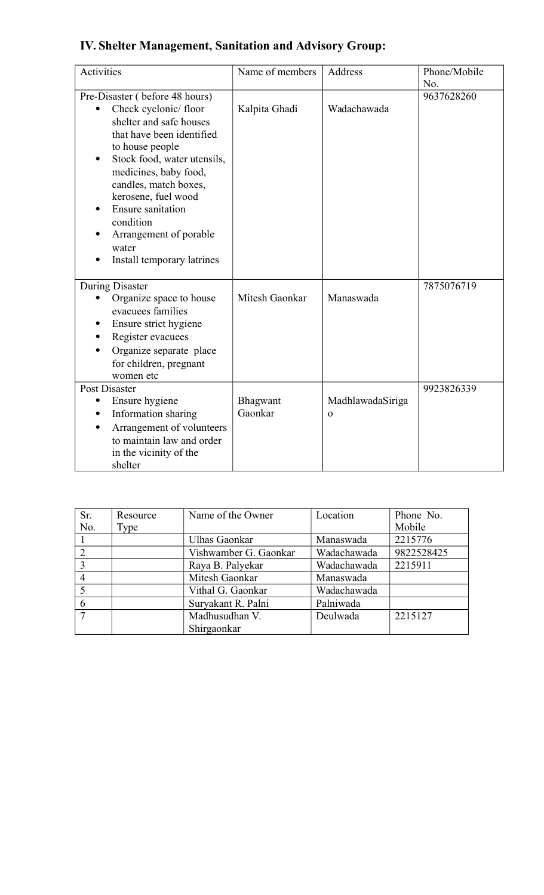## IV. Shelter Management, Sanitation and Advisory Group:

| Activities | Name of members | Address | Phone/Mobile No. |
|---|---|---|---|
| Pre-Disaster ( before 48 hours)<br>• Check cyclonic/ floor shelter and safe houses that have been identified to house people<br>• Stock food, water utensils, medicines, baby food, candles, match boxes, kerosene, fuel wood<br>• Ensure sanitation condition<br>• Arrangement of porable water<br>• Install temporary latrines | Kalpita Ghadi | Wadachawada | 9637628260 |
| During Disaster<br>• Organize space to house evacuees families<br>• Ensure strict hygiene<br>• Register evacuees<br>• Organize separate place for children, pregnant women etc | Mitesh Gaonkar | Manaswada | 7875076719 |
| Post Disaster<br>• Ensure hygiene<br>• Information sharing<br>• Arrangement of volunteers to maintain law and order in the vicinity of the shelter | Bhagwant Gaonkar | MadhlawadaSirigao | 9923826339 |

| Sr. No. | Resource Type | Name of the Owner | Location | Phone No. Mobile |
|---|---|---|---|---|
| 1 | | Ulhas Gaonkar | Manaswada | 2215776 |
| 2 | | Vishwamber G. Gaonkar | Wadachawada | 9822528425 |
| 3 | | Raya B. Palyekar | Wadachawada | 2215911 |
| 4 | | Mitesh Gaonkar | Manaswada | |
| 5 | | Vithal G. Gaonkar | Wadachawada | |
| 6 | | Suryakant R. Palni | Palniwada | |
| 7 | | Madhusudhan V. Shirgaonkar | Deulwada | 2215127 |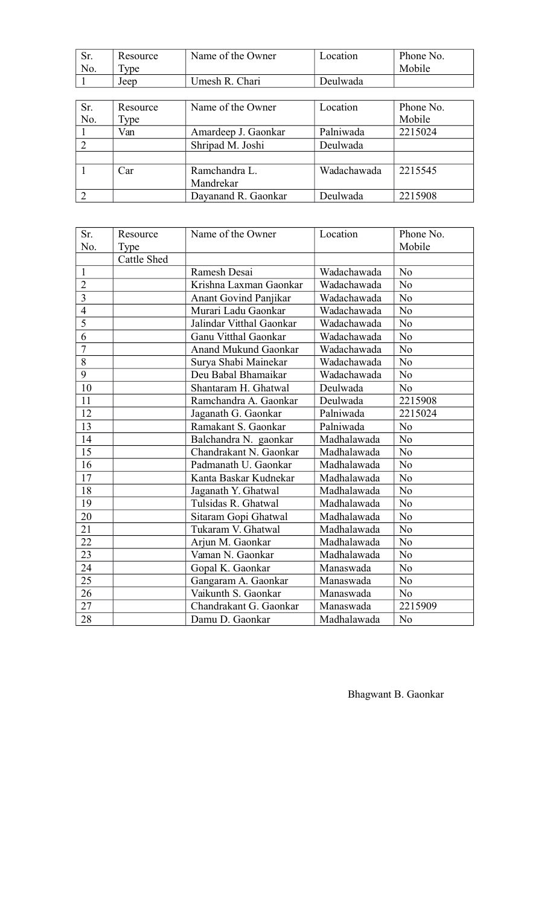| Sr. No. | Resource Type | Name of the Owner | Location | Phone No. Mobile |
|---|---|---|---|---|
| 1 | Jeep | Umesh R. Chari | Deulwada | |

| Sr. No. | Resource Type | Name of the Owner | Location | Phone No. Mobile |
|---|---|---|---|---|
| 1 | Van | Amardeep J. Gaonkar | Palniwada | 2215024 |
| 2 | | Shripad M. Joshi | Deulwada | |
| | | | | |
| 1 | Car | Ramchandra L. Mandrekar | Wadachawada | 2215545 |
| 2 | | Dayanand R. Gaonkar | Deulwada | 2215908 |

| Sr. No. | Resource Type | Name of the Owner | Location | Phone No. Mobile |
|---|---|---|---|---|
| | Cattle Shed | | | |
| 1 | | Ramesh Desai | Wadachawada | No |
| 2 | | Krishna Laxman Gaonkar | Wadachawada | No |
| 3 | | Anant Govind Panjikar | Wadachawada | No |
| 4 | | Murari Ladu Gaonkar | Wadachawada | No |
| 5 | | Jalindar Vitthal Gaonkar | Wadachawada | No |
| 6 | | Ganu Vitthal Gaonkar | Wadachawada | No |
| 7 | | Anand Mukund Gaonkar | Wadachawada | No |
| 8 | | Surya Shabi Mainekar | Wadachawada | No |
| 9 | | Deu Babal Bhamaikar | Wadachawada | No |
| 10 | | Shantaram H. Ghatwal | Deulwada | No |
| 11 | | Ramchandra A. Gaonkar | Deulwada | 2215908 |
| 12 | | Jaganath G. Gaonkar | Palniwada | 2215024 |
| 13 | | Ramakant S. Gaonkar | Palniwada | No |
| 14 | | Balchandra N. gaonkar | Madhalawada | No |
| 15 | | Chandrakant N. Gaonkar | Madhalawada | No |
| 16 | | Padmanath U. Gaonkar | Madhalawada | No |
| 17 | | Kanta Baskar Kudnekar | Madhalawada | No |
| 18 | | Jaganath Y. Ghatwal | Madhalawada | No |
| 19 | | Tulsidas R. Ghatwal | Madhalawada | No |
| 20 | | Sitaram Gopi Ghatwal | Madhalawada | No |
| 21 | | Tukaram V. Ghatwal | Madhalawada | No |
| 22 | | Arjun M. Gaonkar | Madhalawada | No |
| 23 | | Vaman N. Gaonkar | Madhalawada | No |
| 24 | | Gopal K. Gaonkar | Manaswada | No |
| 25 | | Gangaram A. Gaonkar | Manaswada | No |
| 26 | | Vaikunth S. Gaonkar | Manaswada | No |
| 27 | | Chandrakant G. Gaonkar | Manaswada | 2215909 |
| 28 | | Damu D. Gaonkar | Madhalawada | No |

Bhagwant B. Gaonkar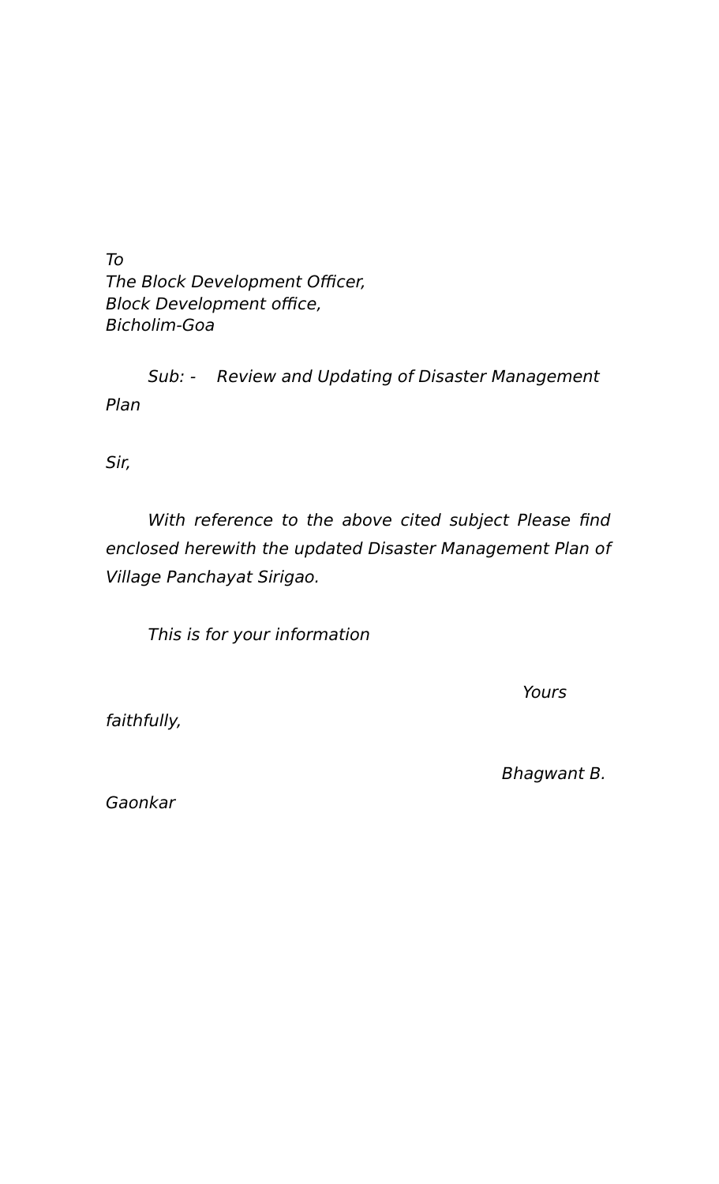*To*
*The Block Development Officer,*
*Block Development office,*
*Bicholim-Goa*

*Sub: - Review and Updating of Disaster Management Plan*

*Sir,*

*With reference to the above cited subject Please find enclosed herewith the updated Disaster Management Plan of Village Panchayat Sirigao.*

*This is for your information*

*Yours faithfully,*

*Bhagwant B. Gaonkar*